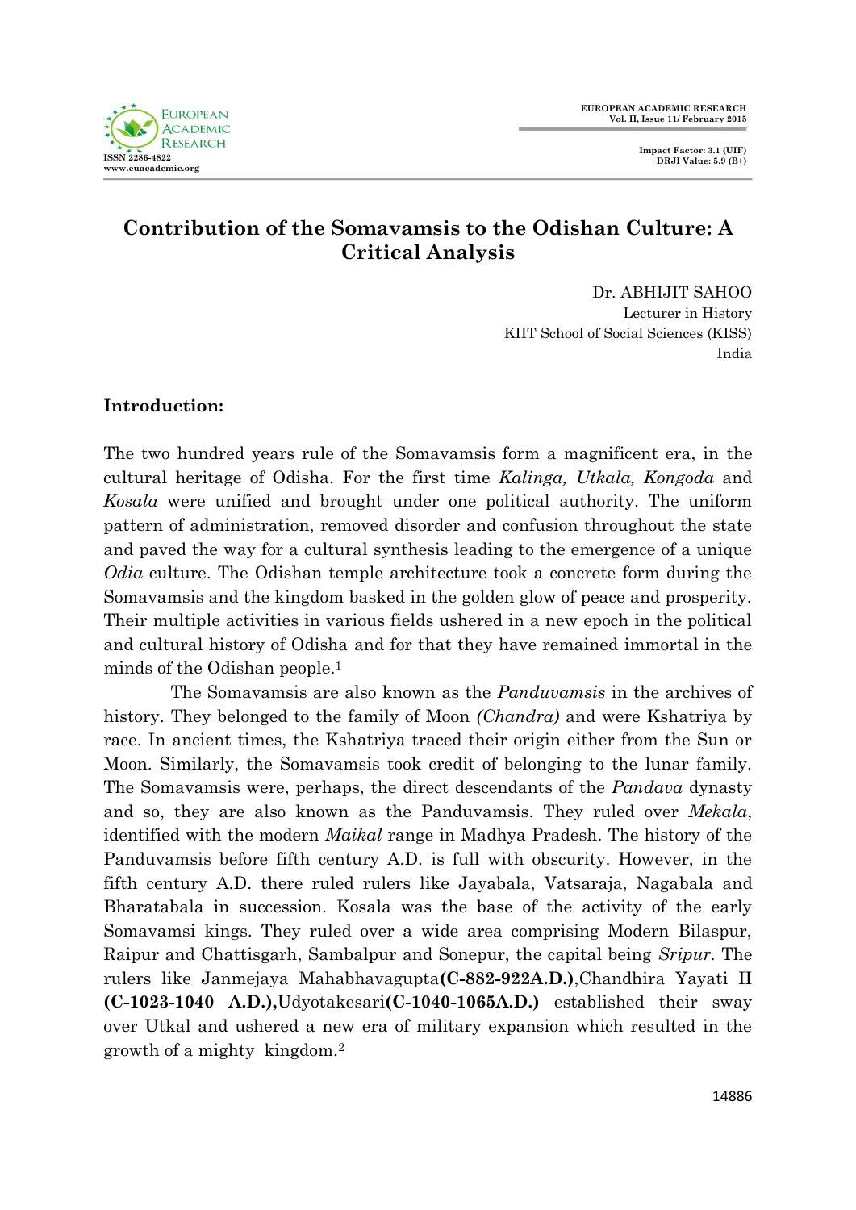# Contribution of the Somavamsis to the Odishan Culture: A Critical Analysis

Dr. ABHIJIT SAHOO
Lecturer in History
KIIT School of Social Sciences (KISS)
India

**Introduction:**

The two hundred years rule of the Somavamsis form a magnificent era, in the cultural heritage of Odisha. For the first time *Kalinga, Utkala, Kongoda* and *Kosala* were unified and brought under one political authority. The uniform pattern of administration, removed disorder and confusion throughout the state and paved the way for a cultural synthesis leading to the emergence of a unique *Odia* culture. The Odishan temple architecture took a concrete form during the Somavamsis and the kingdom basked in the golden glow of peace and prosperity. Their multiple activities in various fields ushered in a new epoch in the political and cultural history of Odisha and for that they have remained immortal in the minds of the Odishan people.[1]

The Somavamsis are also known as the *Panduvamsis* in the archives of history. They belonged to the family of Moon *(Chandra)* and were Kshatriya by race. In ancient times, the Kshatriya traced their origin either from the Sun or Moon. Similarly, the Somavamsis took credit of belonging to the lunar family. The Somavamsis were, perhaps, the direct descendants of the *Pandava* dynasty and so, they are also known as the Panduvamsis. They ruled over *Mekala*, identified with the modern *Maikal* range in Madhya Pradesh. The history of the Panduvamsis before fifth century A.D. is full with obscurity. However, in the fifth century A.D. there ruled rulers like Jayabala, Vatsaraja, Nagabala and Bharatabala in succession. Kosala was the base of the activity of the early Somavamsi kings. They ruled over a wide area comprising Modern Bilaspur, Raipur and Chattisgarh, Sambalpur and Sonepur, the capital being *Sripur*. The rulers like Janmejaya Mahabhavagupta**(C-882-922A.D.)**,Chandhira Yayati II **(C-1023-1040 A.D.),**Udyotakesari**(C-1040-1065A.D.)** established their sway over Utkal and ushered a new era of military expansion which resulted in the growth of a mighty kingdom.[2]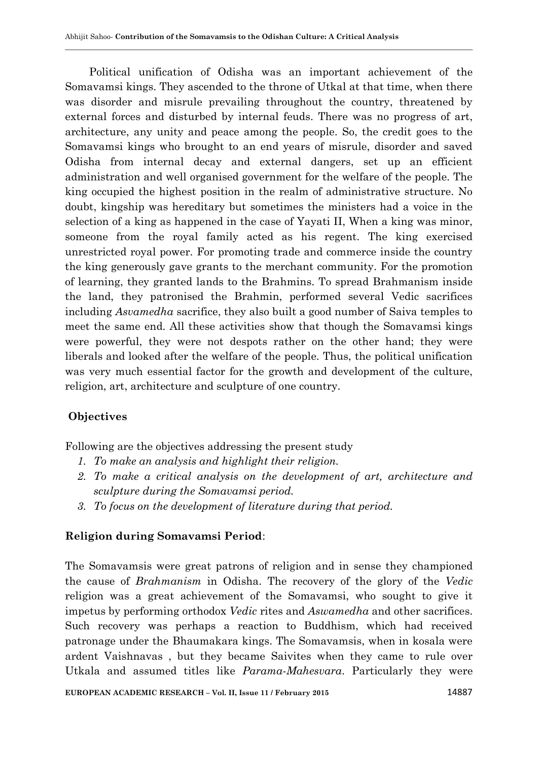Political unification of Odisha was an important achievement of the Somavamsi kings. They ascended to the throne of Utkal at that time, when there was disorder and misrule prevailing throughout the country, threatened by external forces and disturbed by internal feuds. There was no progress of art, architecture, any unity and peace among the people. So, the credit goes to the Somavamsi kings who brought to an end years of misrule, disorder and saved Odisha from internal decay and external dangers, set up an efficient administration and well organised government for the welfare of the people. The king occupied the highest position in the realm of administrative structure. No doubt, kingship was hereditary but sometimes the ministers had a voice in the selection of a king as happened in the case of Yayati II, When a king was minor, someone from the royal family acted as his regent. The king exercised unrestricted royal power. For promoting trade and commerce inside the country the king generously gave grants to the merchant community. For the promotion of learning, they granted lands to the Brahmins. To spread Brahmanism inside the land, they patronised the Brahmin, performed several Vedic sacrifices including *Asvamedha* sacrifice, they also built a good number of Saiva temples to meet the same end. All these activities show that though the Somavamsi kings were powerful, they were not despots rather on the other hand; they were liberals and looked after the welfare of the people. Thus, the political unification was very much essential factor for the growth and development of the culture, religion, art, architecture and sculpture of one country.

## Objectives

Following are the objectives addressing the present study

1. *To make an analysis and highlight their religion.*
2. *To make a critical analysis on the development of art, architecture and sculpture during the Somavamsi period.*
3. *To focus on the development of literature during that period.*

## Religion during Somavamsi Period:

The Somavamsis were great patrons of religion and in sense they championed the cause of *Brahmanism* in Odisha. The recovery of the glory of the *Vedic* religion was a great achievement of the Somavamsi, who sought to give it impetus by performing orthodox *Vedic* rites and *Aswamedha* and other sacrifices. Such recovery was perhaps a reaction to Buddhism, which had received patronage under the Bhaumakara kings. The Somavamsis, when in kosala were ardent Vaishnavas , but they became Saivites when they came to rule over Utkala and assumed titles like *Parama-Mahesvara*. Particularly they were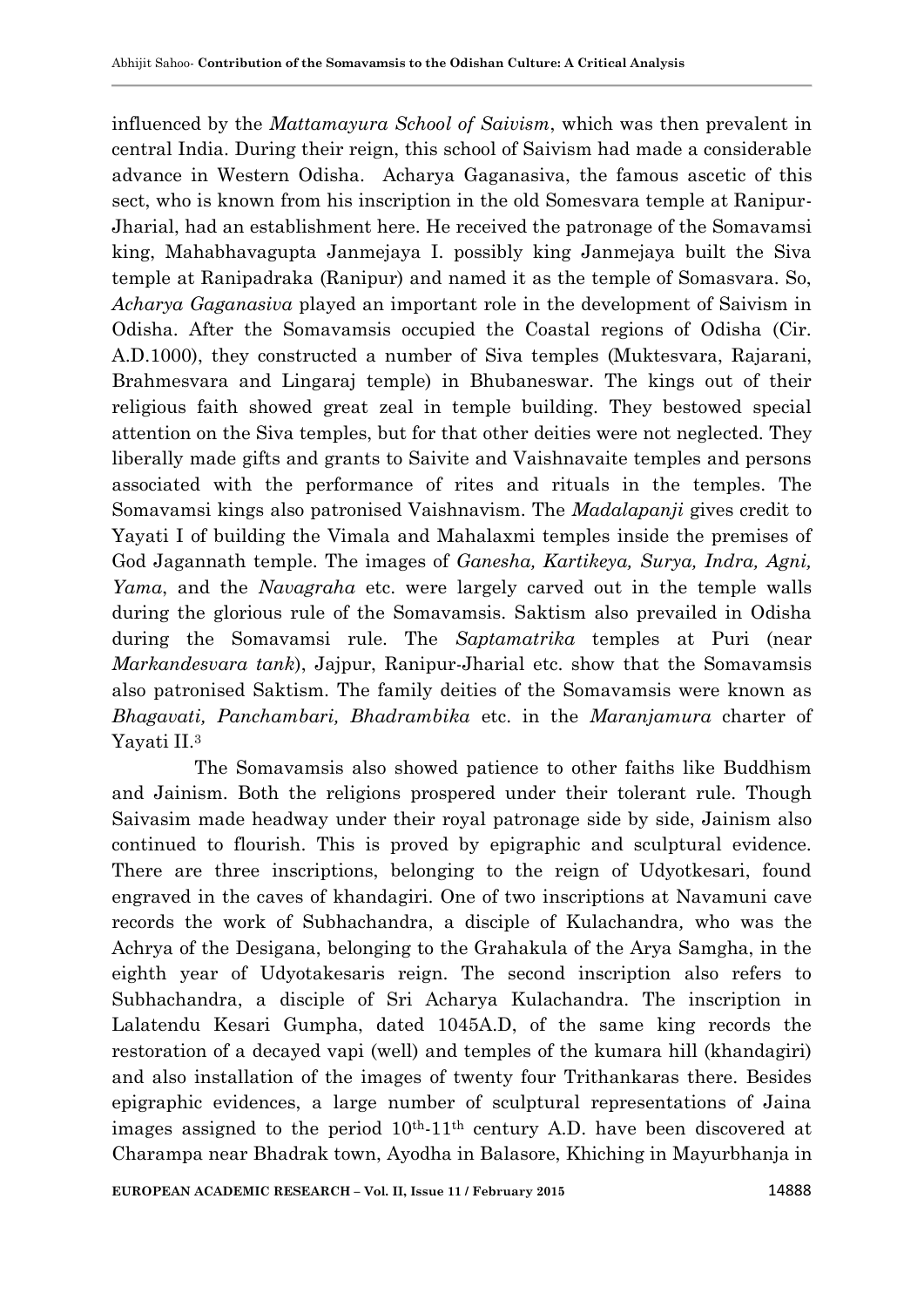influenced by the *Mattamayura School of Saivism*, which was then prevalent in central India. During their reign, this school of Saivism had made a considerable advance in Western Odisha. Acharya Gaganasiva, the famous ascetic of this sect, who is known from his inscription in the old Somesvara temple at Ranipur-Jharial, had an establishment here. He received the patronage of the Somavamsi king, Mahabhavagupta Janmejaya I. possibly king Janmejaya built the Siva temple at Ranipadraka (Ranipur) and named it as the temple of Somasvara. So, *Acharya Gaganasiva* played an important role in the development of Saivism in Odisha. After the Somavamsis occupied the Coastal regions of Odisha (Cir. A.D.1000), they constructed a number of Siva temples (Muktesvara, Rajarani, Brahmesvara and Lingaraj temple) in Bhubaneswar. The kings out of their religious faith showed great zeal in temple building. They bestowed special attention on the Siva temples, but for that other deities were not neglected. They liberally made gifts and grants to Saivite and Vaishnavaite temples and persons associated with the performance of rites and rituals in the temples. The Somavamsi kings also patronised Vaishnavism. The *Madalapanji* gives credit to Yayati I of building the Vimala and Mahalaxmi temples inside the premises of God Jagannath temple. The images of *Ganesha, Kartikeya, Surya, Indra, Agni, Yama*, and the *Navagraha* etc. were largely carved out in the temple walls during the glorious rule of the Somavamsis. Saktism also prevailed in Odisha during the Somavamsi rule. The *Saptamatrika* temples at Puri (near *Markandesvara tank*), Jajpur, Ranipur-Jharial etc. show that the Somavamsis also patronised Saktism. The family deities of the Somavamsis were known as *Bhagavati, Panchambari, Bhadrambika* etc. in the *Maranjamura* charter of Yayati II.[3]

The Somavamsis also showed patience to other faiths like Buddhism and Jainism. Both the religions prospered under their tolerant rule. Though Saivasim made headway under their royal patronage side by side, Jainism also continued to flourish. This is proved by epigraphic and sculptural evidence. There are three inscriptions, belonging to the reign of Udyotkesari, found engraved in the caves of khandagiri. One of two inscriptions at Navamuni cave records the work of Subhachandra, a disciple of Kulachandra, who was the Achrya of the Desigana, belonging to the Grahakula of the Arya Samgha, in the eighth year of Udyotakesaris reign. The second inscription also refers to Subhachandra, a disciple of Sri Acharya Kulachandra. The inscription in Lalatendu Kesari Gumpha, dated 1045A.D, of the same king records the restoration of a decayed vapi (well) and temples of the kumara hill (khandagiri) and also installation of the images of twenty four Trithankaras there. Besides epigraphic evidences, a large number of sculptural representations of Jaina images assigned to the period 10th-11th century A.D. have been discovered at Charampa near Bhadrak town, Ayodha in Balasore, Khiching in Mayurbhanja in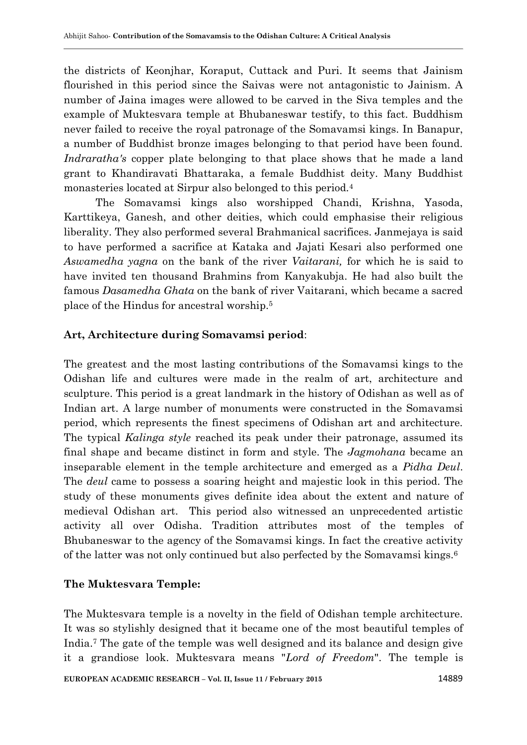the districts of Keonjhar, Koraput, Cuttack and Puri. It seems that Jainism flourished in this period since the Saivas were not antagonistic to Jainism. A number of Jaina images were allowed to be carved in the Siva temples and the example of Muktesvara temple at Bhubaneswar testify, to this fact. Buddhism never failed to receive the royal patronage of the Somavamsi kings. In Banapur, a number of Buddhist bronze images belonging to that period have been found. *Indraratha's* copper plate belonging to that place shows that he made a land grant to Khandiravati Bhattaraka, a female Buddhist deity. Many Buddhist monasteries located at Sirpur also belonged to this period.[4]

The Somavamsi kings also worshipped Chandi, Krishna, Yasoda, Karttikeya, Ganesh, and other deities, which could emphasise their religious liberality. They also performed several Brahmanical sacrifices. Janmejaya is said to have performed a sacrifice at Kataka and Jajati Kesari also performed one *Aswamedha yagna* on the bank of the river *Vaitarani,* for which he is said to have invited ten thousand Brahmins from Kanyakubja. He had also built the famous *Dasamedha Ghata* on the bank of river Vaitarani, which became a sacred place of the Hindus for ancestral worship.[5]

**Art, Architecture during Somavamsi period**:

The greatest and the most lasting contributions of the Somavamsi kings to the Odishan life and cultures were made in the realm of art, architecture and sculpture. This period is a great landmark in the history of Odishan as well as of Indian art. A large number of monuments were constructed in the Somavamsi period, which represents the finest specimens of Odishan art and architecture. The typical *Kalinga style* reached its peak under their patronage, assumed its final shape and became distinct in form and style. The *Jagmohana* became an inseparable element in the temple architecture and emerged as a *Pidha Deul*. The *deul* came to possess a soaring height and majestic look in this period. The study of these monuments gives definite idea about the extent and nature of medieval Odishan art. This period also witnessed an unprecedented artistic activity all over Odisha. Tradition attributes most of the temples of Bhubaneswar to the agency of the Somavamsi kings. In fact the creative activity of the latter was not only continued but also perfected by the Somavamsi kings.[6]

**The Muktesvara Temple:**

The Muktesvara temple is a novelty in the field of Odishan temple architecture. It was so stylishly designed that it became one of the most beautiful temples of India.[7] The gate of the temple was well designed and its balance and design give it a grandiose look. Muktesvara means "*Lord of Freedom*". The temple is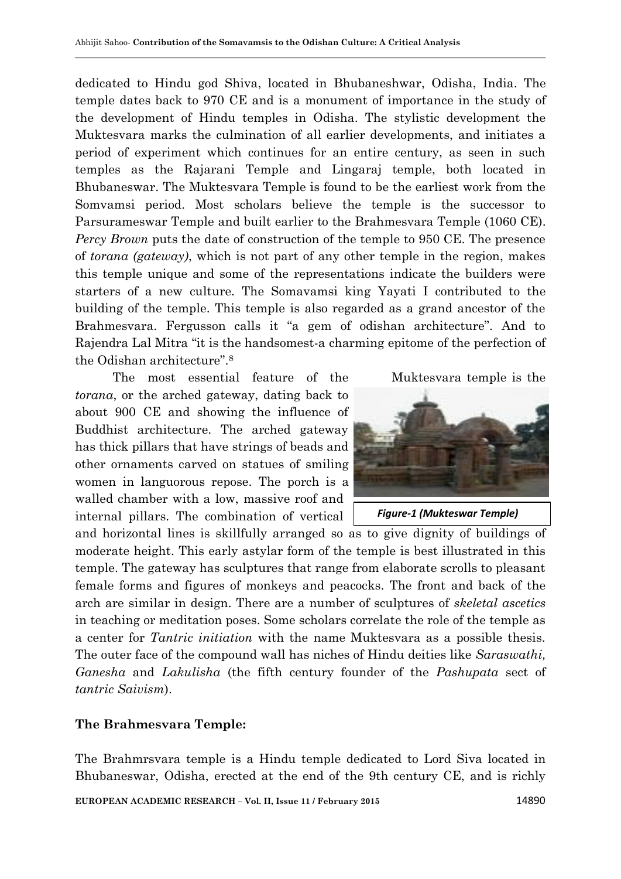dedicated to Hindu god Shiva, located in Bhubaneshwar, Odisha, India. The temple dates back to 970 CE and is a monument of importance in the study of the development of Hindu temples in Odisha. The stylistic development the Muktesvara marks the culmination of all earlier developments, and initiates a period of experiment which continues for an entire century, as seen in such temples as the Rajarani Temple and Lingaraj temple, both located in Bhubaneswar. The Muktesvara Temple is found to be the earliest work from the Somvamsi period. Most scholars believe the temple is the successor to Parsurameswar Temple and built earlier to the Brahmesvara Temple (1060 CE). *Percy Brown* puts the date of construction of the temple to 950 CE. The presence of *torana (gateway)*, which is not part of any other temple in the region, makes this temple unique and some of the representations indicate the builders were starters of a new culture. The Somavamsi king Yayati I contributed to the building of the temple. This temple is also regarded as a grand ancestor of the Brahmesvara. Fergusson calls it "a gem of odishan architecture". And to Rajendra Lal Mitra "it is the handsomest-a charming epitome of the perfection of the Odishan architecture".[8]

The most essential feature of the Muktesvara temple is the *torana*, or the arched gateway, dating back to about 900 CE and showing the influence of Buddhist architecture. The arched gateway has thick pillars that have strings of beads and other ornaments carved on statues of smiling women in languorous repose. The porch is a walled chamber with a low, massive roof and internal pillars. The combination of vertical and horizontal lines is skillfully arranged so as to give dignity of buildings of moderate height. This early astylar form of the temple is best illustrated in this temple. The gateway has sculptures that range from elaborate scrolls to pleasant female forms and figures of monkeys and peacocks. The front and back of the arch are similar in design. There are a number of sculptures of *skeletal ascetics* in teaching or meditation poses. Some scholars correlate the role of the temple as a center for *Tantric initiation* with the name Muktesvara as a possible thesis. The outer face of the compound wall has niches of Hindu deities like *Saraswathi, Ganesha* and *Lakulisha* (the fifth century founder of the *Pashupata* sect of *tantric Saivism*).

*Figure-1 (Mukteswar Temple)*

### The Brahmesvara Temple:

The Brahmrsvara temple is a Hindu temple dedicated to Lord Siva located in Bhubaneswar, Odisha, erected at the end of the 9th century CE, and is richly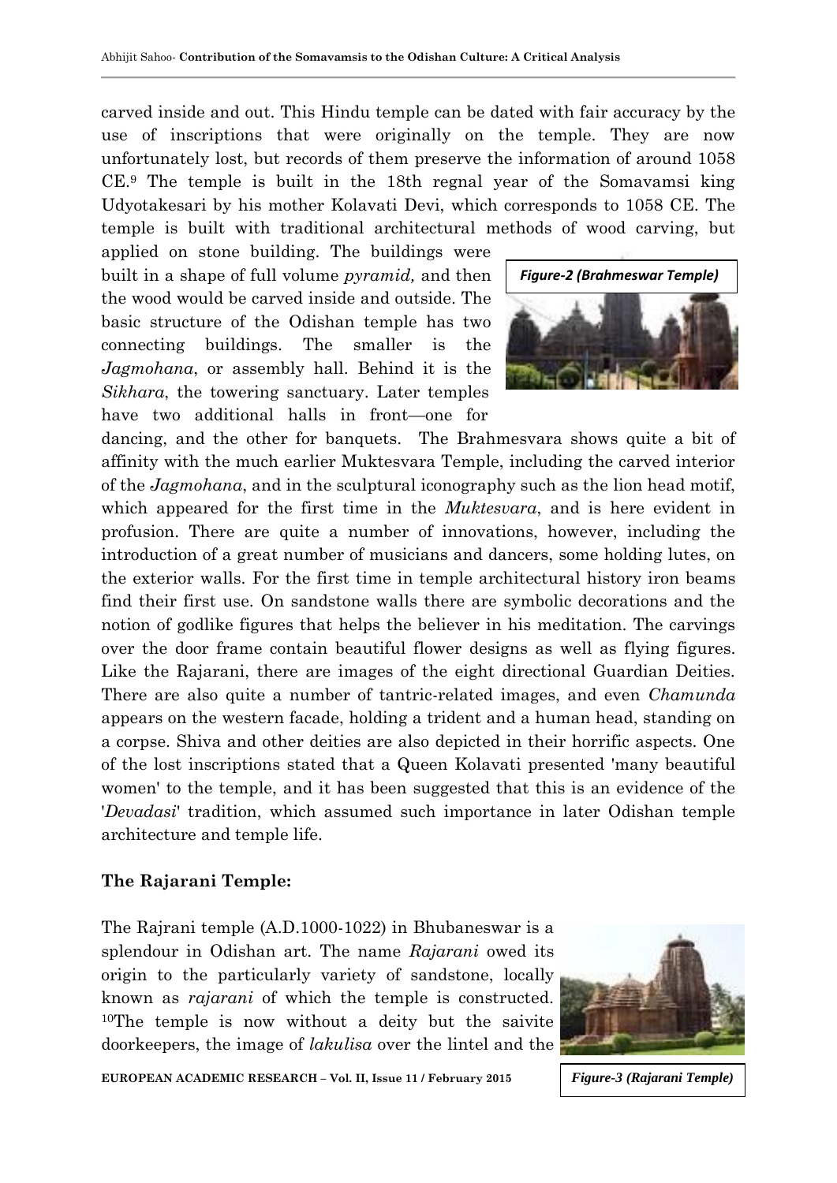carved inside and out. This Hindu temple can be dated with fair accuracy by the use of inscriptions that were originally on the temple. They are now unfortunately lost, but records of them preserve the information of around 1058 CE.[9] The temple is built in the 18th regnal year of the Somavamsi king Udyotakesari by his mother Kolavati Devi, which corresponds to 1058 CE. The temple is built with traditional architectural methods of wood carving, but applied on stone building. The buildings were built in a shape of full volume *pyramid,* and then the wood would be carved inside and outside. The basic structure of the Odishan temple has two connecting buildings. The smaller is the *Jagmohana*, or assembly hall. Behind it is the *Sikhara*, the towering sanctuary. Later temples have two additional halls in front—one for dancing, and the other for banquets. The Brahmesvara shows quite a bit of affinity with the much earlier Muktesvara Temple, including the carved interior of the *Jagmohana*, and in the sculptural iconography such as the lion head motif, which appeared for the first time in the *Muktesvara*, and is here evident in profusion. There are quite a number of innovations, however, including the introduction of a great number of musicians and dancers, some holding lutes, on the exterior walls. For the first time in temple architectural history iron beams find their first use. On sandstone walls there are symbolic decorations and the notion of godlike figures that helps the believer in his meditation. The carvings over the door frame contain beautiful flower designs as well as flying figures. Like the Rajarani, there are images of the eight directional Guardian Deities. There are also quite a number of tantric-related images, and even *Chamunda* appears on the western facade, holding a trident and a human head, standing on a corpse. Shiva and other deities are also depicted in their horrific aspects. One of the lost inscriptions stated that a Queen Kolavati presented 'many beautiful women' to the temple, and it has been suggested that this is an evidence of the '*Devadasi*' tradition, which assumed such importance in later Odishan temple architecture and temple life.

*Figure-2 (Brahmeswar Temple)*

**The Rajarani Temple:**

The Rajrani temple (A.D.1000-1022) in Bhubaneswar is a splendour in Odishan art. The name *Rajarani* owed its origin to the particularly variety of sandstone, locally known as *rajarani* of which the temple is constructed. [10]The temple is now without a deity but the saivite doorkeepers, the image of *lakulisa* over the lintel and the

*Figure-3 (Rajarani Temple)*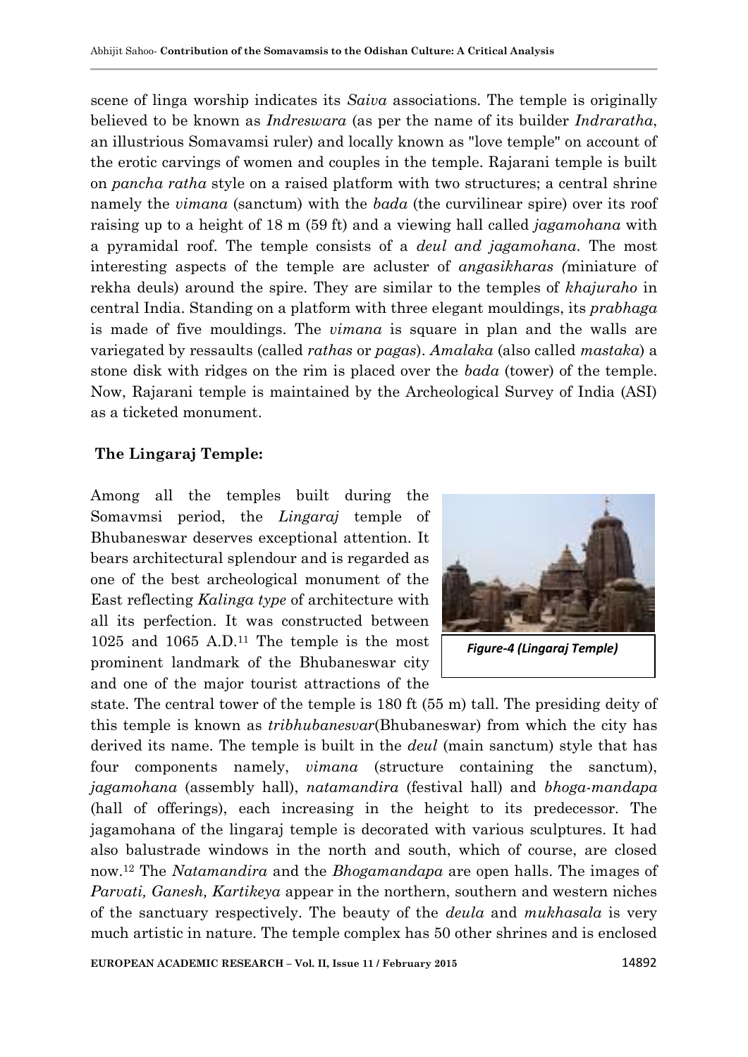scene of linga worship indicates its *Saiva* associations. The temple is originally believed to be known as *Indreswara* (as per the name of its builder *Indraratha*, an illustrious Somavamsi ruler) and locally known as "love temple" on account of the erotic carvings of women and couples in the temple. Rajarani temple is built on *pancha ratha* style on a raised platform with two structures; a central shrine namely the *vimana* (sanctum) with the *bada* (the curvilinear spire) over its roof raising up to a height of 18 m (59 ft) and a viewing hall called *jagamohana* with a pyramidal roof. The temple consists of a *deul and jagamohana*. The most interesting aspects of the temple are acluster of *angasikharas (*miniature of rekha deuls) around the spire. They are similar to the temples of *khajuraho* in central India. Standing on a platform with three elegant mouldings, its *prabhaga* is made of five mouldings. The *vimana* is square in plan and the walls are variegated by ressaults (called *rathas* or *pagas*). *Amalaka* (also called *mastaka*) a stone disk with ridges on the rim is placed over the *bada* (tower) of the temple. Now, Rajarani temple is maintained by the Archeological Survey of India (ASI) as a ticketed monument.

## The Lingaraj Temple:

Among all the temples built during the Somavmsi period, the *Lingaraj* temple of Bhubaneswar deserves exceptional attention. It bears architectural splendour and is regarded as one of the best archeological monument of the East reflecting *Kalinga type* of architecture with all its perfection. It was constructed between 1025 and 1065 A.D.[11] The temple is the most prominent landmark of the Bhubaneswar city and one of the major tourist attractions of the state. The central tower of the temple is 180 ft (55 m) tall. The presiding deity of this temple is known as *tribhubanesvar*(Bhubaneswar) from which the city has derived its name. The temple is built in the *deul* (main sanctum) style that has four components namely, *vimana* (structure containing the sanctum), *jagamohana* (assembly hall), *natamandira* (festival hall) and *bhoga-mandapa* (hall of offerings), each increasing in the height to its predecessor. The jagamohana of the lingaraj temple is decorated with various sculptures. It had also balustrade windows in the north and south, which of course, are closed now.[12] The *Natamandira* and the *Bhogamandapa* are open halls. The images of *Parvati, Ganesh, Kartikeya* appear in the northern, southern and western niches of the sanctuary respectively. The beauty of the *deula* and *mukhasala* is very much artistic in nature. The temple complex has 50 other shrines and is enclosed

*Figure-4 (Lingaraj Temple)*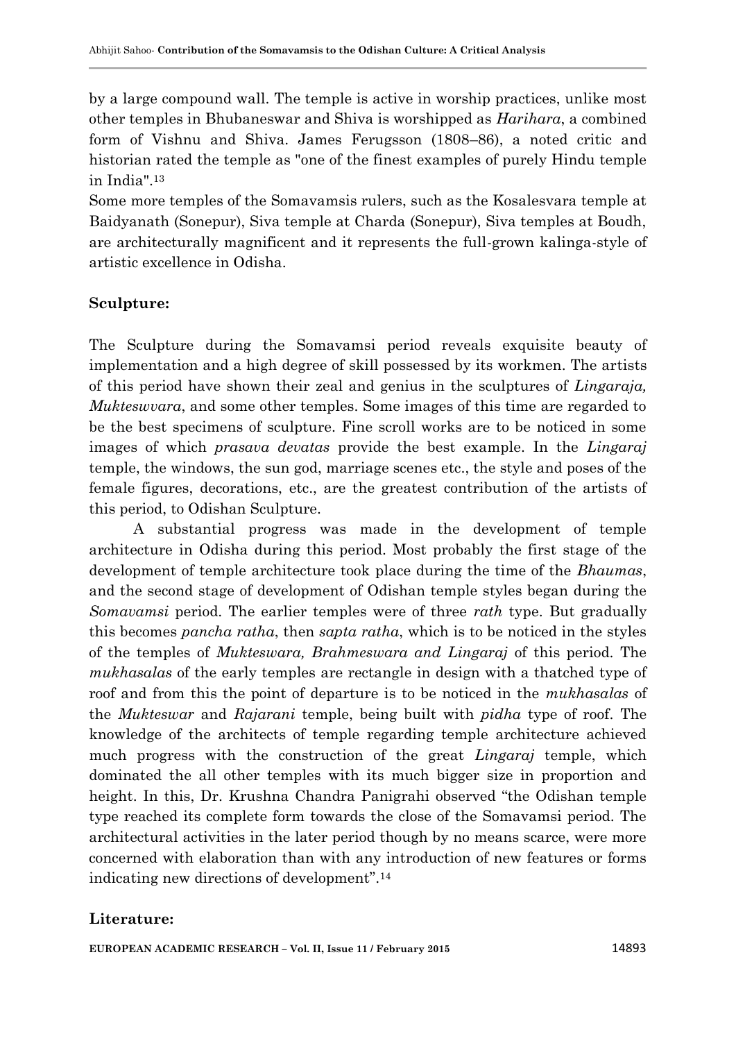by a large compound wall. The temple is active in worship practices, unlike most other temples in Bhubaneswar and Shiva is worshipped as *Harihara*, a combined form of Vishnu and Shiva. James Ferugsson (1808–86), a noted critic and historian rated the temple as "one of the finest examples of purely Hindu temple in India".[13]

Some more temples of the Somavamsis rulers, such as the Kosalesvara temple at Baidyanath (Sonepur), Siva temple at Charda (Sonepur), Siva temples at Boudh, are architecturally magnificent and it represents the full-grown kalinga-style of artistic excellence in Odisha.

**Sculpture:**

The Sculpture during the Somavamsi period reveals exquisite beauty of implementation and a high degree of skill possessed by its workmen. The artists of this period have shown their zeal and genius in the sculptures of *Lingaraja, Mukteswvara*, and some other temples. Some images of this time are regarded to be the best specimens of sculpture. Fine scroll works are to be noticed in some images of which *prasava devatas* provide the best example. In the *Lingaraj* temple, the windows, the sun god, marriage scenes etc., the style and poses of the female figures, decorations, etc., are the greatest contribution of the artists of this period, to Odishan Sculpture.

A substantial progress was made in the development of temple architecture in Odisha during this period. Most probably the first stage of the development of temple architecture took place during the time of the *Bhaumas*, and the second stage of development of Odishan temple styles began during the *Somavamsi* period. The earlier temples were of three *rath* type. But gradually this becomes *pancha ratha*, then *sapta ratha*, which is to be noticed in the styles of the temples of *Mukteswara, Brahmeswara and Lingaraj* of this period. The *mukhasalas* of the early temples are rectangle in design with a thatched type of roof and from this the point of departure is to be noticed in the *mukhasalas* of the *Mukteswar* and *Rajarani* temple, being built with *pidha* type of roof. The knowledge of the architects of temple regarding temple architecture achieved much progress with the construction of the great *Lingaraj* temple, which dominated the all other temples with its much bigger size in proportion and height. In this, Dr. Krushna Chandra Panigrahi observed "the Odishan temple type reached its complete form towards the close of the Somavamsi period. The architectural activities in the later period though by no means scarce, were more concerned with elaboration than with any introduction of new features or forms indicating new directions of development".[14]

**Literature:**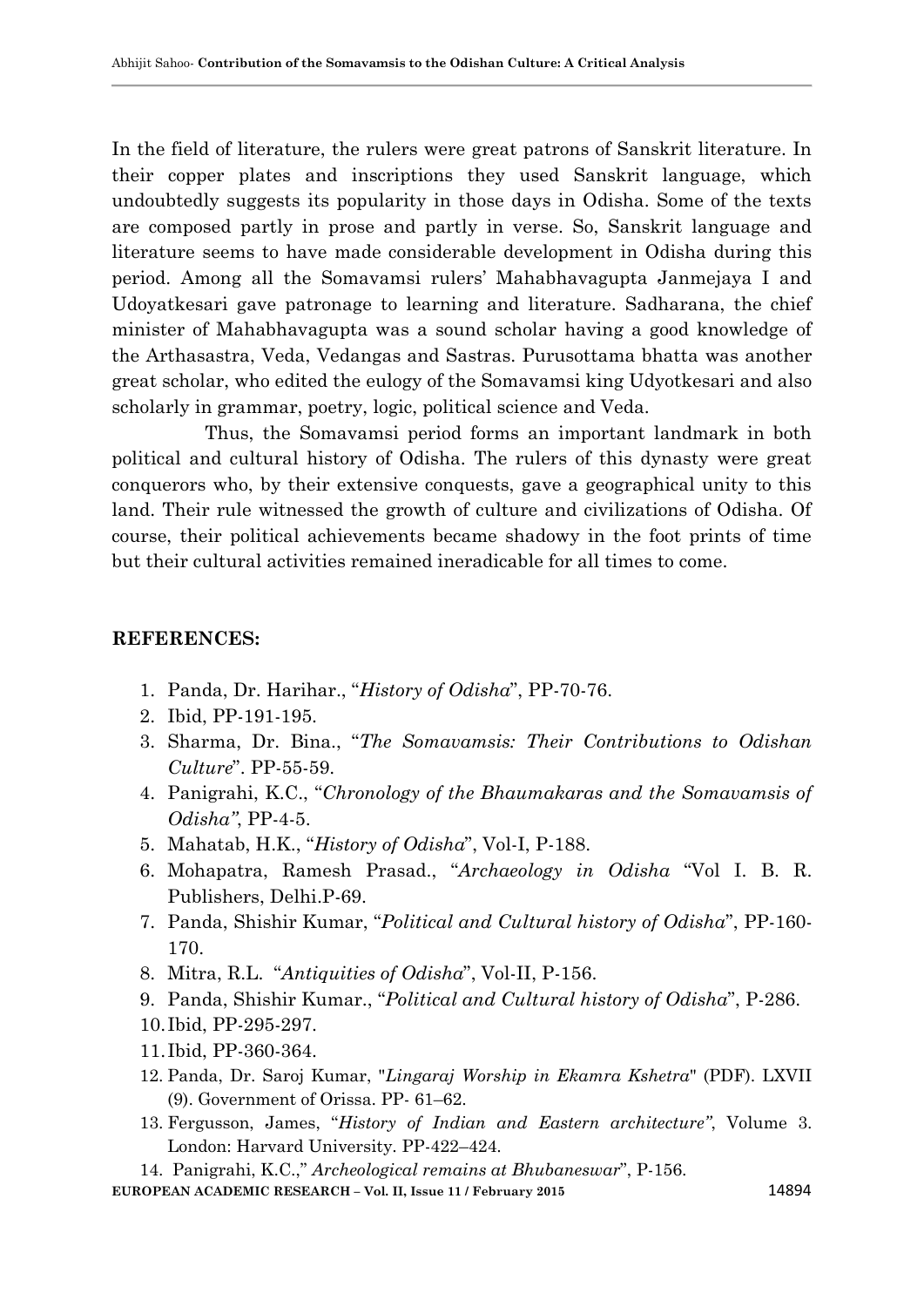In the field of literature, the rulers were great patrons of Sanskrit literature. In their copper plates and inscriptions they used Sanskrit language, which undoubtedly suggests its popularity in those days in Odisha. Some of the texts are composed partly in prose and partly in verse. So, Sanskrit language and literature seems to have made considerable development in Odisha during this period. Among all the Somavamsi rulers' Mahabhavagupta Janmejaya I and Udoyatkesari gave patronage to learning and literature. Sadharana, the chief minister of Mahabhavagupta was a sound scholar having a good knowledge of the Arthasastra, Veda, Vedangas and Sastras. Purusottama bhatta was another great scholar, who edited the eulogy of the Somavamsi king Udyotkesari and also scholarly in grammar, poetry, logic, political science and Veda.

Thus, the Somavamsi period forms an important landmark in both political and cultural history of Odisha. The rulers of this dynasty were great conquerors who, by their extensive conquests, gave a geographical unity to this land. Their rule witnessed the growth of culture and civilizations of Odisha. Of course, their political achievements became shadowy in the foot prints of time but their cultural activities remained ineradicable for all times to come.

## REFERENCES:

1. Panda, Dr. Harihar., "*History of Odisha*", PP-70-76.
2. Ibid, PP-191-195.
3. Sharma, Dr. Bina., "*The Somavamsis: Their Contributions to Odishan Culture*". PP-55-59.
4. Panigrahi, K.C., "*Chronology of the Bhaumakaras and the Somavamsis of Odisha"*, PP-4-5.
5. Mahatab, H.K., "*History of Odisha*", Vol-I, P-188.
6. Mohapatra, Ramesh Prasad., "*Archaeology in Odisha* "Vol I. B. R. Publishers, Delhi.P-69.
7. Panda, Shishir Kumar, "*Political and Cultural history of Odisha*", PP-160-170.
8. Mitra, R.L. "*Antiquities of Odisha*", Vol-II, P-156.
9. Panda, Shishir Kumar., "*Political and Cultural history of Odisha*", P-286.
10. Ibid, PP-295-297.
11. Ibid, PP-360-364.
12. Panda, Dr. Saroj Kumar, "*Lingaraj Worship in Ekamra Kshetra*" (PDF). LXVII (9). Government of Orissa. PP- 61–62.
13. Fergusson, James, "*History of Indian and Eastern architecture"*, Volume 3. London: Harvard University. PP-422–424.
14. Panigrahi, K.C.," *Archeological remains at Bhubaneswar*", P-156.